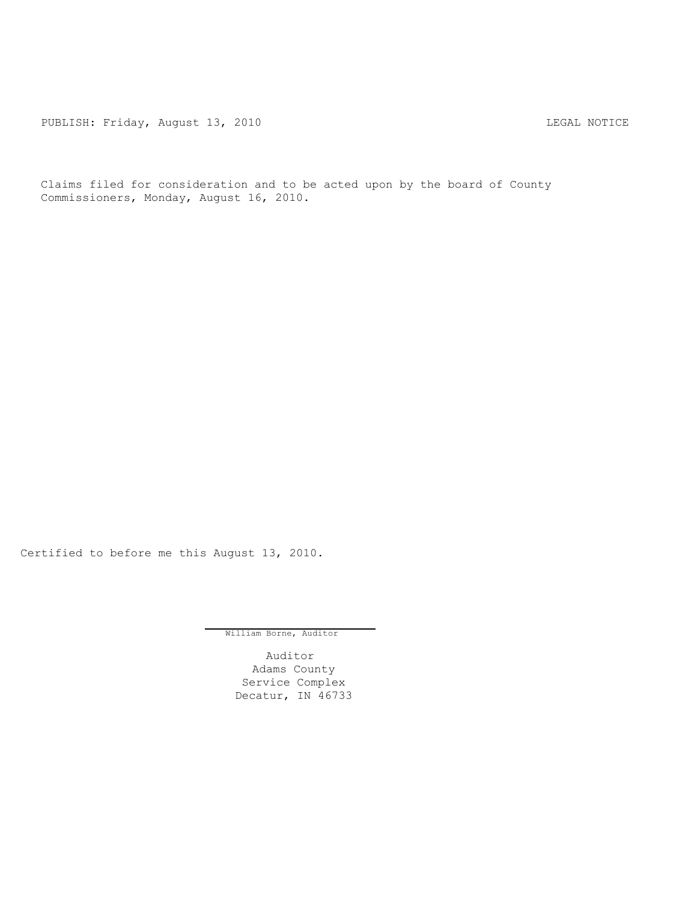PUBLISH: Friday, August 13, 2010 LEGAL NOTICE

Claims filed for consideration and to be acted upon by the board of County Commissioners, Monday, August 16, 2010.

Certified to before me this August 13, 2010.

William Borne, Auditor

Auditor
Adams County
Service Complex
Decatur, IN 46733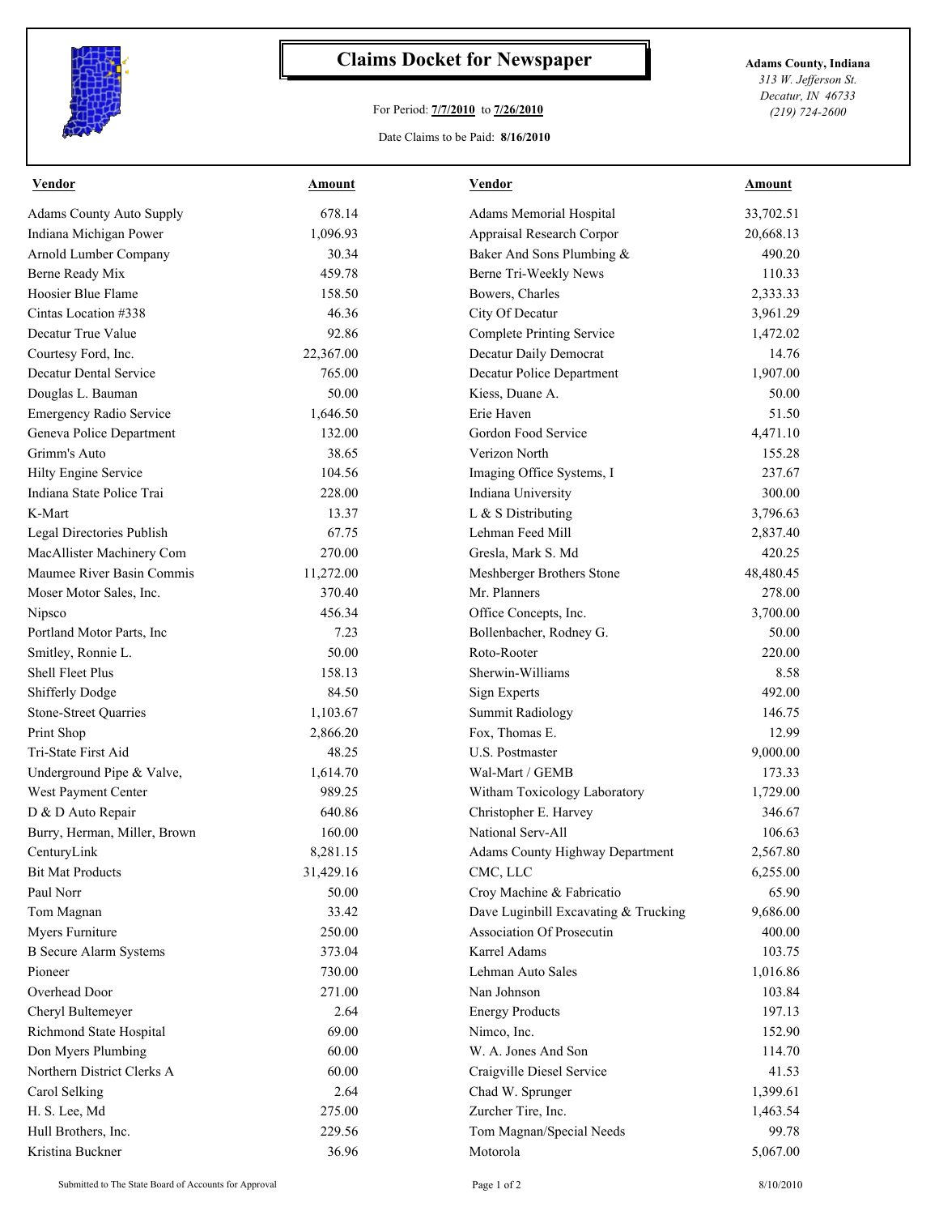# Claims Docket for Newspaper

For Period: **7/7/2010** to **7/26/2010**

Date Claims to be Paid: **8/16/2010**

**Adams County, Indiana**
*313 W. Jefferson St.*
*Decatur, IN 46733*
*(219) 724-2600*

| Vendor | Amount | Vendor | Amount |
|---|---|---|---|
| Adams County Auto Supply | 678.14 | Adams Memorial Hospital | 33,702.51 |
| Indiana Michigan Power | 1,096.93 | Appraisal Research Corpor | 20,668.13 |
| Arnold Lumber Company | 30.34 | Baker And Sons Plumbing & | 490.20 |
| Berne Ready Mix | 459.78 | Berne Tri-Weekly News | 110.33 |
| Hoosier Blue Flame | 158.50 | Bowers, Charles | 2,333.33 |
| Cintas Location #338 | 46.36 | City Of Decatur | 3,961.29 |
| Decatur True Value | 92.86 | Complete Printing Service | 1,472.02 |
| Courtesy Ford, Inc. | 22,367.00 | Decatur Daily Democrat | 14.76 |
| Decatur Dental Service | 765.00 | Decatur Police Department | 1,907.00 |
| Douglas L. Bauman | 50.00 | Kiess, Duane A. | 50.00 |
| Emergency Radio Service | 1,646.50 | Erie Haven | 51.50 |
| Geneva Police Department | 132.00 | Gordon Food Service | 4,471.10 |
| Grimm's Auto | 38.65 | Verizon North | 155.28 |
| Hilty Engine Service | 104.56 | Imaging Office Systems, I | 237.67 |
| Indiana State Police Trai | 228.00 | Indiana University | 300.00 |
| K-Mart | 13.37 | L & S Distributing | 3,796.63 |
| Legal Directories Publish | 67.75 | Lehman Feed Mill | 2,837.40 |
| MacAllister Machinery Com | 270.00 | Gresla, Mark S. Md | 420.25 |
| Maumee River Basin Commis | 11,272.00 | Meshberger Brothers Stone | 48,480.45 |
| Moser Motor Sales, Inc. | 370.40 | Mr. Planners | 278.00 |
| Nipsco | 456.34 | Office Concepts, Inc. | 3,700.00 |
| Portland Motor Parts, Inc | 7.23 | Bollenbacher, Rodney G. | 50.00 |
| Smitley, Ronnie L. | 50.00 | Roto-Rooter | 220.00 |
| Shell Fleet Plus | 158.13 | Sherwin-Williams | 8.58 |
| Shifferly Dodge | 84.50 | Sign Experts | 492.00 |
| Stone-Street Quarries | 1,103.67 | Summit Radiology | 146.75 |
| Print Shop | 2,866.20 | Fox, Thomas E. | 12.99 |
| Tri-State First Aid | 48.25 | U.S. Postmaster | 9,000.00 |
| Underground Pipe & Valve, | 1,614.70 | Wal-Mart / GEMB | 173.33 |
| West Payment Center | 989.25 | Witham Toxicology Laboratory | 1,729.00 |
| D & D Auto Repair | 640.86 | Christopher E. Harvey | 346.67 |
| Burry, Herman, Miller, Brown | 160.00 | National Serv-All | 106.63 |
| CenturyLink | 8,281.15 | Adams County Highway Department | 2,567.80 |
| Bit Mat Products | 31,429.16 | CMC, LLC | 6,255.00 |
| Paul Norr | 50.00 | Croy Machine & Fabricatio | 65.90 |
| Tom Magnan | 33.42 | Dave Luginbill Excavating & Trucking | 9,686.00 |
| Myers Furniture | 250.00 | Association Of Prosecutin | 400.00 |
| B Secure Alarm Systems | 373.04 | Karrel Adams | 103.75 |
| Pioneer | 730.00 | Lehman Auto Sales | 1,016.86 |
| Overhead Door | 271.00 | Nan Johnson | 103.84 |
| Cheryl Bultemeyer | 2.64 | Energy Products | 197.13 |
| Richmond State Hospital | 69.00 | Nimco, Inc. | 152.90 |
| Don Myers Plumbing | 60.00 | W. A. Jones And Son | 114.70 |
| Northern District Clerks A | 60.00 | Craigville Diesel Service | 41.53 |
| Carol Selking | 2.64 | Chad W. Sprunger | 1,399.61 |
| H. S. Lee, Md | 275.00 | Zurcher Tire, Inc. | 1,463.54 |
| Hull Brothers, Inc. | 229.56 | Tom Magnan/Special Needs | 99.78 |
| Kristina Buckner | 36.96 | Motorola | 5,067.00 |

Submitted to The State Board of Accounts for Approval — 8/10/2010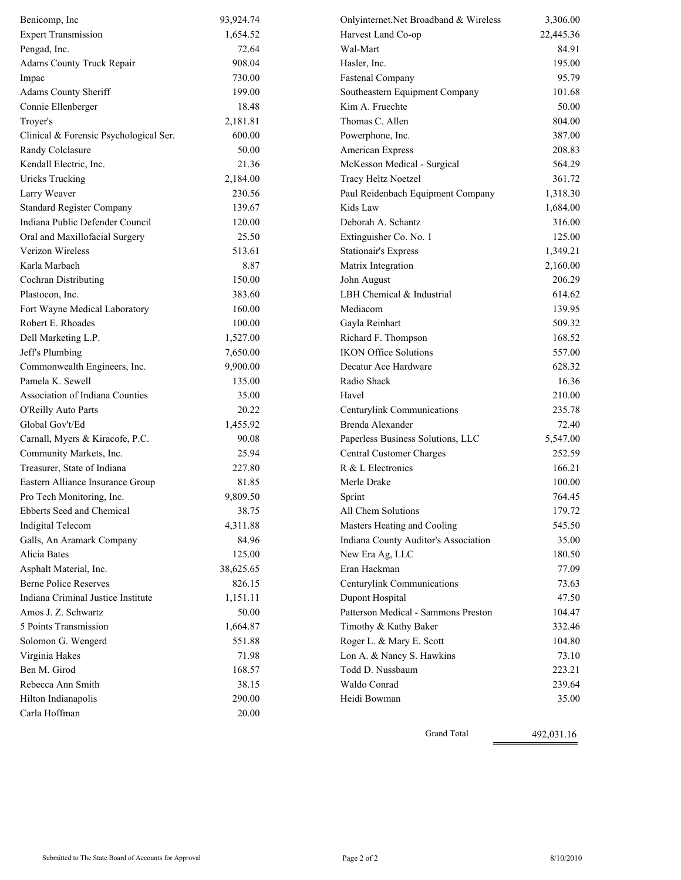| | |
|---|---|
| Benicomp, Inc | 93,924.74 |
| Expert Transmission | 1,654.52 |
| Pengad, Inc. | 72.64 |
| Adams County Truck Repair | 908.04 |
| Impac | 730.00 |
| Adams County Sheriff | 199.00 |
| Connie Ellenberger | 18.48 |
| Troyer's | 2,181.81 |
| Clinical & Forensic Psychological Ser. | 600.00 |
| Randy Colclasure | 50.00 |
| Kendall Electric, Inc. | 21.36 |
| Uricks Trucking | 2,184.00 |
| Larry Weaver | 230.56 |
| Standard Register Company | 139.67 |
| Indiana Public Defender Council | 120.00 |
| Oral and Maxillofacial Surgery | 25.50 |
| Verizon Wireless | 513.61 |
| Karla Marbach | 8.87 |
| Cochran Distributing | 150.00 |
| Plastocon, Inc. | 383.60 |
| Fort Wayne Medical Laboratory | 160.00 |
| Robert E. Rhoades | 100.00 |
| Dell Marketing L.P. | 1,527.00 |
| Jeff's Plumbing | 7,650.00 |
| Commonwealth Engineers, Inc. | 9,900.00 |
| Pamela K. Sewell | 135.00 |
| Association of Indiana Counties | 35.00 |
| O'Reilly Auto Parts | 20.22 |
| Global Gov't/Ed | 1,455.92 |
| Carnall, Myers & Kiracofe, P.C. | 90.08 |
| Community Markets, Inc. | 25.94 |
| Treasurer, State of Indiana | 227.80 |
| Eastern Alliance Insurance Group | 81.85 |
| Pro Tech Monitoring, Inc. | 9,809.50 |
| Ebberts Seed and Chemical | 38.75 |
| Indigital Telecom | 4,311.88 |
| Galls, An Aramark Company | 84.96 |
| Alicia Bates | 125.00 |
| Asphalt Material, Inc. | 38,625.65 |
| Berne Police Reserves | 826.15 |
| Indiana Criminal Justice Institute | 1,151.11 |
| Amos J. Z. Schwartz | 50.00 |
| 5 Points Transmission | 1,664.87 |
| Solomon G. Wengerd | 551.88 |
| Virginia Hakes | 71.98 |
| Ben M. Girod | 168.57 |
| Rebecca Ann Smith | 38.15 |
| Hilton Indianapolis | 290.00 |
| Carla Hoffman | 20.00 |
| Onlyinternet.Net Broadband & Wireless | 3,306.00 |
| Harvest Land Co-op | 22,445.36 |
| Wal-Mart | 84.91 |
| Hasler, Inc. | 195.00 |
| Fastenal Company | 95.79 |
| Southeastern Equipment Company | 101.68 |
| Kim A. Fruechte | 50.00 |
| Thomas C. Allen | 804.00 |
| Powerphone, Inc. | 387.00 |
| American Express | 208.83 |
| McKesson Medical - Surgical | 564.29 |
| Tracy Heltz Noetzel | 361.72 |
| Paul Reidenbach Equipment Company | 1,318.30 |
| Kids Law | 1,684.00 |
| Deborah A. Schantz | 316.00 |
| Extinguisher Co. No. 1 | 125.00 |
| Stationair's Express | 1,349.21 |
| Matrix Integration | 2,160.00 |
| John August | 206.29 |
| LBH Chemical & Industrial | 614.62 |
| Mediacom | 139.95 |
| Gayla Reinhart | 509.32 |
| Richard F. Thompson | 168.52 |
| IKON Office Solutions | 557.00 |
| Decatur Ace Hardware | 628.32 |
| Radio Shack | 16.36 |
| Havel | 210.00 |
| Centurylink Communications | 235.78 |
| Brenda Alexander | 72.40 |
| Paperless Business Solutions, LLC | 5,547.00 |
| Central Customer Charges | 252.59 |
| R & L Electronics | 166.21 |
| Merle Drake | 100.00 |
| Sprint | 764.45 |
| All Chem Solutions | 179.72 |
| Masters Heating and Cooling | 545.50 |
| Indiana County Auditor's Association | 35.00 |
| New Era Ag, LLC | 180.50 |
| Eran Hackman | 77.09 |
| Centurylink Communications | 73.63 |
| Dupont Hospital | 47.50 |
| Patterson Medical - Sammons Preston | 104.47 |
| Timothy & Kathy Baker | 332.46 |
| Roger L. & Mary E. Scott | 104.80 |
| Lon A. & Nancy S. Hawkins | 73.10 |
| Todd D. Nussbaum | 223.21 |
| Waldo Conrad | 239.64 |
| Heidi Bowman | 35.00 |
| Grand Total | 492,031.16 |

Submitted to The State Board of Accounts for Approval

8/10/2010